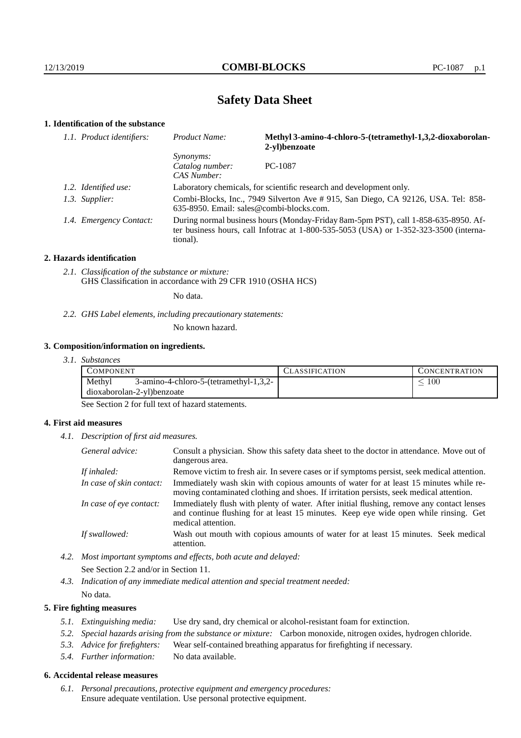# Safety Data Sheet

## 1. Identification of the substance

| 1.1. Product identifiers: | Product Name: | **Methyl 3-amino-4-chloro-5-(tetramethyl-1,3,2-dioxaborolan-2-yl)benzoate** |
|---|---|---|
| | Synonyms: | |
| | Catalog number: | PC-1087 |
| | CAS Number: | |

*1.2. Identified use:* Laboratory chemicals, for scientific research and development only.

*1.3. Supplier:* Combi-Blocks, Inc., 7949 Silverton Ave # 915, San Diego, CA 92126, USA. Tel: 858-635-8950. Email: sales@combi-blocks.com.

*1.4. Emergency Contact:* During normal business hours (Monday-Friday 8am-5pm PST), call 1-858-635-8950. After business hours, call Infotrac at 1-800-535-5053 (USA) or 1-352-323-3500 (international).

## 2. Hazards identification

*2.1. Classification of the substance or mixture:*
GHS Classification in accordance with 29 CFR 1910 (OSHA HCS)

No data.

*2.2. GHS Label elements, including precautionary statements:*

No known hazard.

## 3. Composition/information on ingredients.

*3.1. Substances*

| COMPONENT | CLASSIFICATION | CONCENTRATION |
|---|---|---|
| Methyl 3-amino-4-chloro-5-(tetramethyl-1,3,2-dioxaborolan-2-yl)benzoate | | $\leq 100$ |

See Section 2 for full text of hazard statements.

## 4. First aid measures

*4.1. Description of first aid measures.*

*General advice:* Consult a physician. Show this safety data sheet to the doctor in attendance. Move out of dangerous area.

*If inhaled:* Remove victim to fresh air. In severe cases or if symptoms persist, seek medical attention.

*In case of skin contact:* Immediately wash skin with copious amounts of water for at least 15 minutes while removing contaminated clothing and shoes. If irritation persists, seek medical attention.

*In case of eye contact:* Immediately flush with plenty of water. After initial flushing, remove any contact lenses and continue flushing for at least 15 minutes. Keep eye wide open while rinsing. Get medical attention.

*If swallowed:* Wash out mouth with copious amounts of water for at least 15 minutes. Seek medical attention.

*4.2. Most important symptoms and effects, both acute and delayed:*

See Section 2.2 and/or in Section 11.

*4.3. Indication of any immediate medical attention and special treatment needed:*

No data.

## 5. Fire fighting measures

*5.1. Extinguishing media:* Use dry sand, dry chemical or alcohol-resistant foam for extinction.

*5.2. Special hazards arising from the substance or mixture:* Carbon monoxide, nitrogen oxides, hydrogen chloride.

*5.3. Advice for firefighters:* Wear self-contained breathing apparatus for firefighting if necessary.

*5.4. Further information:* No data available.

## 6. Accidental release measures

*6.1. Personal precautions, protective equipment and emergency procedures:*
Ensure adequate ventilation. Use personal protective equipment.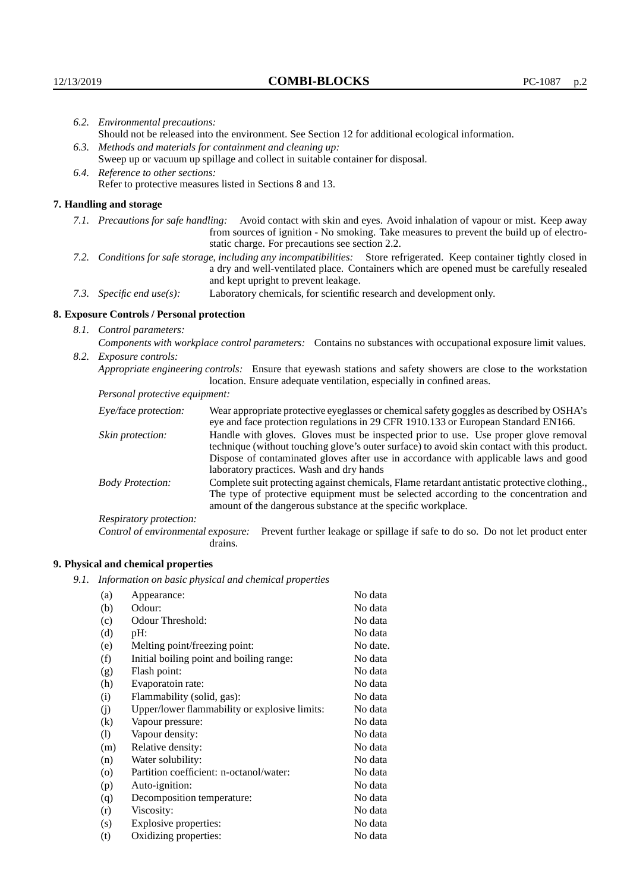*6.2. Environmental precautions:*
Should not be released into the environment. See Section 12 for additional ecological information.

*6.3. Methods and materials for containment and cleaning up:*
Sweep up or vacuum up spillage and collect in suitable container for disposal.

*6.4. Reference to other sections:*
Refer to protective measures listed in Sections 8 and 13.

## 7. Handling and storage

*7.1. Precautions for safe handling:* Avoid contact with skin and eyes. Avoid inhalation of vapour or mist. Keep away from sources of ignition - No smoking. Take measures to prevent the build up of electrostatic charge. For precautions see section 2.2.

*7.2. Conditions for safe storage, including any incompatibilities:* Store refrigerated. Keep container tightly closed in a dry and well-ventilated place. Containers which are opened must be carefully resealed and kept upright to prevent leakage.

*7.3. Specific end use(s):* Laboratory chemicals, for scientific research and development only.

## 8. Exposure Controls / Personal protection

*8.1. Control parameters:*

*Components with workplace control parameters:* Contains no substances with occupational exposure limit values.

*8.2. Exposure controls:*

*Appropriate engineering controls:* Ensure that eyewash stations and safety showers are close to the workstation location. Ensure adequate ventilation, especially in confined areas.

*Personal protective equipment:*

*Eye/face protection:* Wear appropriate protective eyeglasses or chemical safety goggles as described by OSHA's eye and face protection regulations in 29 CFR 1910.133 or European Standard EN166.

*Skin protection:* Handle with gloves. Gloves must be inspected prior to use. Use proper glove removal technique (without touching glove's outer surface) to avoid skin contact with this product. Dispose of contaminated gloves after use in accordance with applicable laws and good laboratory practices. Wash and dry hands

*Body Protection:* Complete suit protecting against chemicals, Flame retardant antistatic protective clothing., The type of protective equipment must be selected according to the concentration and amount of the dangerous substance at the specific workplace.

*Respiratory protection:*

*Control of environmental exposure:* Prevent further leakage or spillage if safe to do so. Do not let product enter drains.

## 9. Physical and chemical properties

*9.1. Information on basic physical and chemical properties*

| | | |
|---|---|---|
| (a) | Appearance: | No data |
| (b) | Odour: | No data |
| (c) | Odour Threshold: | No data |
| (d) | pH: | No data |
| (e) | Melting point/freezing point: | No date. |
| (f) | Initial boiling point and boiling range: | No data |
| (g) | Flash point: | No data |
| (h) | Evaporatoin rate: | No data |
| (i) | Flammability (solid, gas): | No data |
| (j) | Upper/lower flammability or explosive limits: | No data |
| (k) | Vapour pressure: | No data |
| (l) | Vapour density: | No data |
| (m) | Relative density: | No data |
| (n) | Water solubility: | No data |
| (o) | Partition coefficient: n-octanol/water: | No data |
| (p) | Auto-ignition: | No data |
| (q) | Decomposition temperature: | No data |
| (r) | Viscosity: | No data |
| (s) | Explosive properties: | No data |
| (t) | Oxidizing properties: | No data |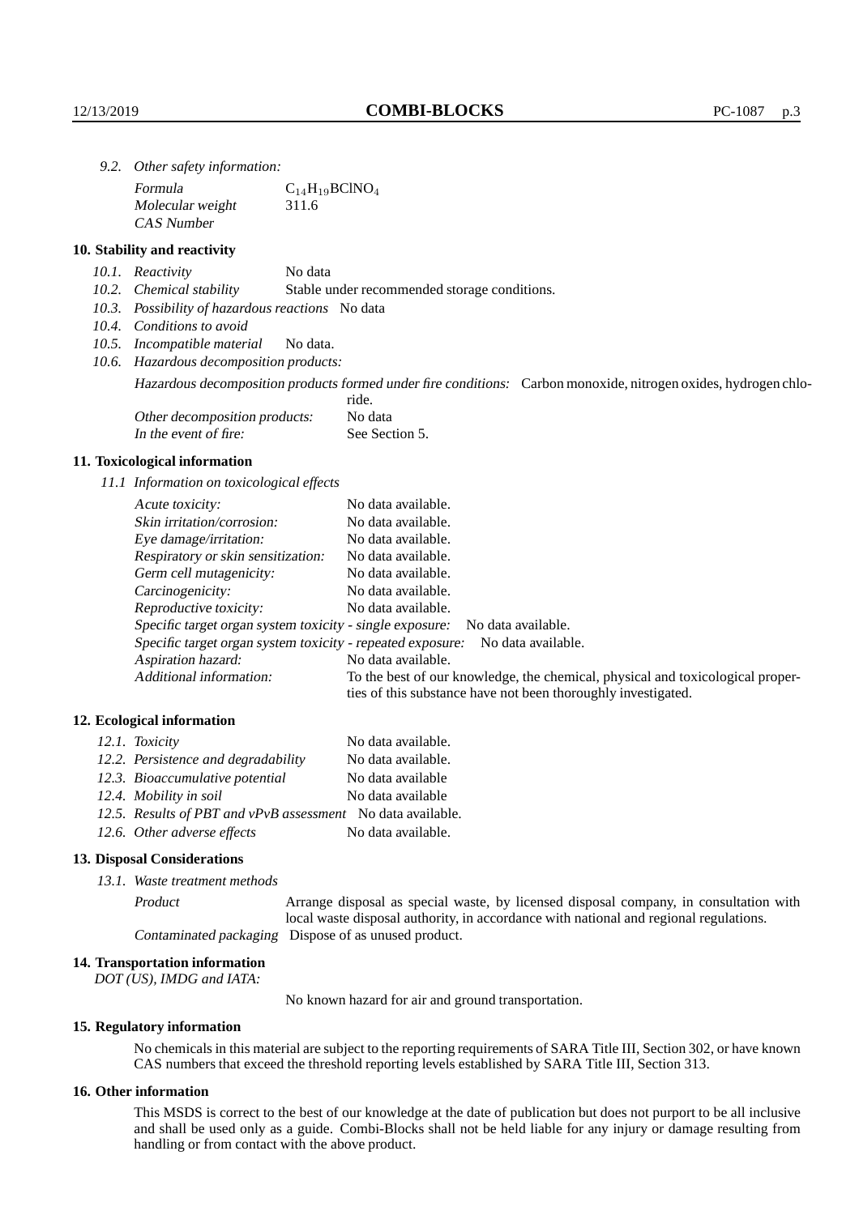*9.2. Other safety information:*

| | |
|---|---|
| *Formula* | $C_{14}H_{19}BClNO_4$ |
| *Molecular weight* | 311.6 |
| *CAS Number* | |

## 10. Stability and reactivity

*10.1. Reactivity* No data

*10.2. Chemical stability* Stable under recommended storage conditions.

*10.3. Possibility of hazardous reactions* No data

*10.4. Conditions to avoid*

*10.5. Incompatible material* No data.

*10.6. Hazardous decomposition products:*

*Hazardous decomposition products formed under fire conditions:* Carbon monoxide, nitrogen oxides, hydrogen chloride.

*Other decomposition products:* No data

*In the event of fire:* See Section 5.

## 11. Toxicological information

*11.1 Information on toxicological effects*

| | |
|---|---|
| *Acute toxicity:* | No data available. |
| *Skin irritation/corrosion:* | No data available. |
| *Eye damage/irritation:* | No data available. |
| *Respiratory or skin sensitization:* | No data available. |
| *Germ cell mutagenicity:* | No data available. |
| *Carcinogenicity:* | No data available. |
| *Reproductive toxicity:* | No data available. |
| *Specific target organ system toxicity - single exposure:* | No data available. |
| *Specific target organ system toxicity - repeated exposure:* | No data available. |
| *Aspiration hazard:* | No data available. |
| *Additional information:* | To the best of our knowledge, the chemical, physical and toxicological properties of this substance have not been thoroughly investigated. |

## 12. Ecological information

| | |
|---|---|
| *12.1. Toxicity* | No data available. |
| *12.2. Persistence and degradability* | No data available. |
| *12.3. Bioaccumulative potential* | No data available |
| *12.4. Mobility in soil* | No data available |
| *12.5. Results of PBT and vPvB assessment* | No data available. |
| *12.6. Other adverse effects* | No data available. |

## 13. Disposal Considerations

*13.1. Waste treatment methods*

*Product* Arrange disposal as special waste, by licensed disposal company, in consultation with local waste disposal authority, in accordance with national and regional regulations.

*Contaminated packaging* Dispose of as unused product.

## 14. Transportation information

*DOT (US), IMDG and IATA:*

No known hazard for air and ground transportation.

## 15. Regulatory information

No chemicals in this material are subject to the reporting requirements of SARA Title III, Section 302, or have known CAS numbers that exceed the threshold reporting levels established by SARA Title III, Section 313.

## 16. Other information

This MSDS is correct to the best of our knowledge at the date of publication but does not purport to be all inclusive and shall be used only as a guide. Combi-Blocks shall not be held liable for any injury or damage resulting from handling or from contact with the above product.